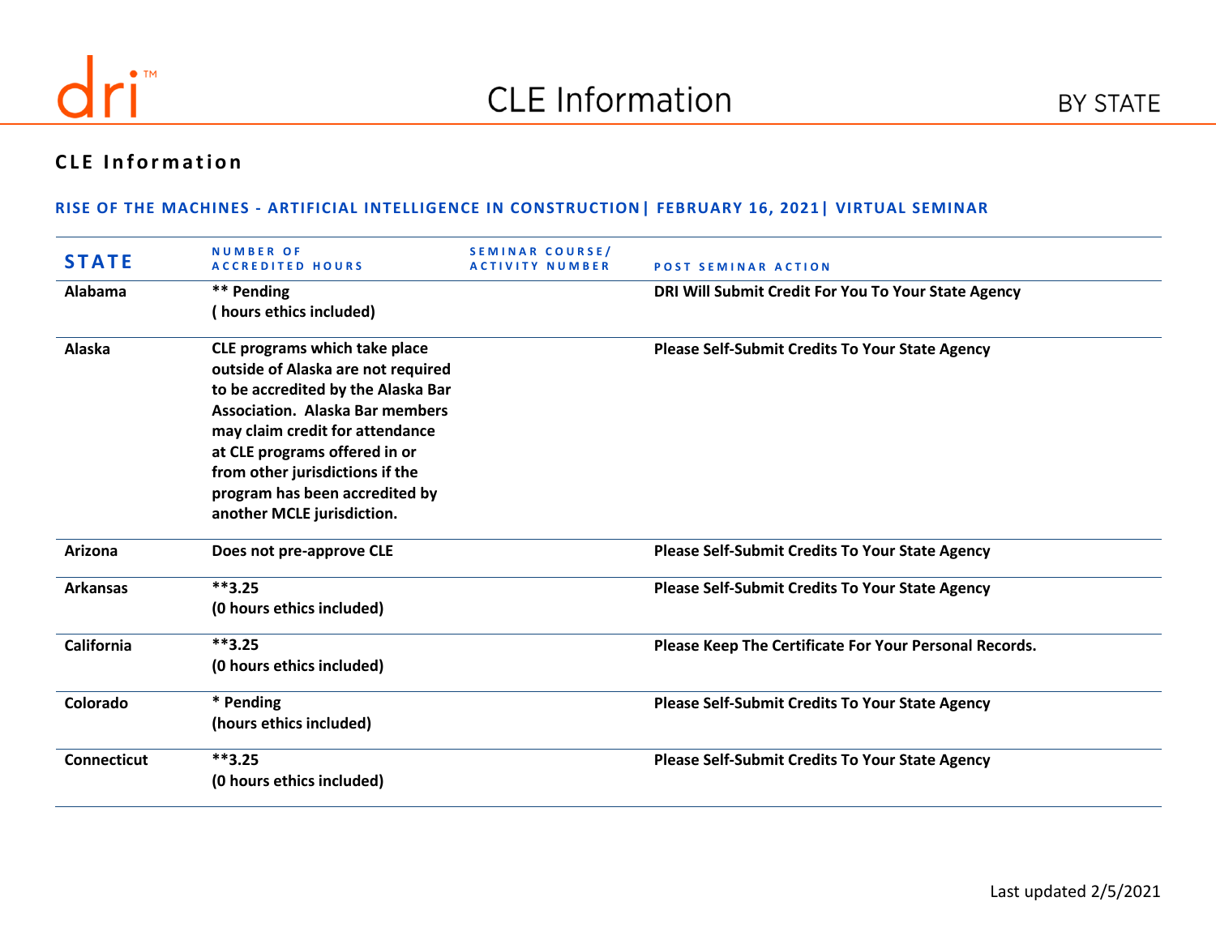# CLE Information

## CLE Information

### RISE OF THE MACHINES - ARTIFICIAL INTELLIGENCE IN CONSTRUCTION| FEBRUARY 16, 2021| VIRTUAL SEMINAR

| STATE | NUMBER OF ACCREDITED HOURS | SEMINAR COURSE/ ACTIVITY NUMBER | POST SEMINAR ACTION |
|---|---|---|---|
| Alabama | ** Pending<br>( hours ethics included) | | DRI Will Submit Credit For You To Your State Agency |
| Alaska | CLE programs which take place outside of Alaska are not required to be accredited by the Alaska Bar Association. Alaska Bar members may claim credit for attendance at CLE programs offered in or from other jurisdictions if the program has been accredited by another MCLE jurisdiction. | | Please Self-Submit Credits To Your State Agency |
| Arizona | Does not pre-approve CLE | | Please Self-Submit Credits To Your State Agency |
| Arkansas | **3.25<br>(0 hours ethics included) | | Please Self-Submit Credits To Your State Agency |
| California | **3.25<br>(0 hours ethics included) | | Please Keep The Certificate For Your Personal Records. |
| Colorado | * Pending<br>(hours ethics included) | | Please Self-Submit Credits To Your State Agency |
| Connecticut | **3.25<br>(0 hours ethics included) | | Please Self-Submit Credits To Your State Agency |

Last updated 2/5/2021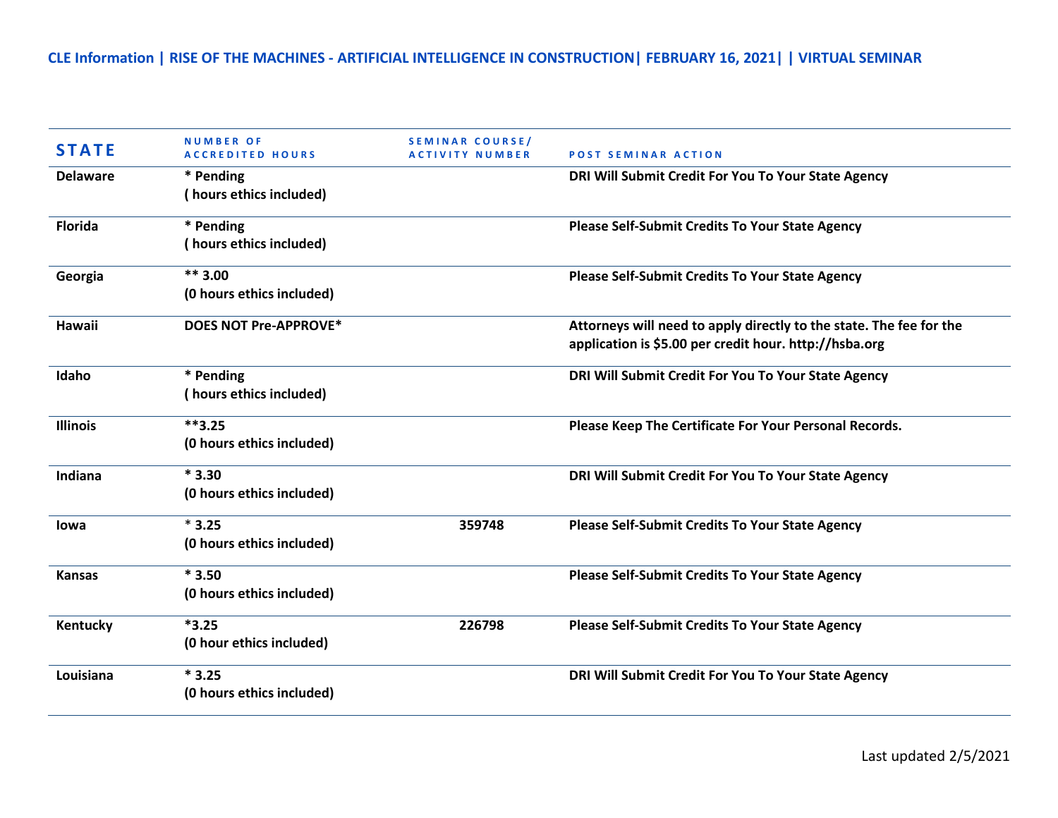**CLE Information | RISE OF THE MACHINES - ARTIFICIAL INTELLIGENCE IN CONSTRUCTION| FEBRUARY 16, 2021| | VIRTUAL SEMINAR**

| STATE | NUMBER OF ACCREDITED HOURS | SEMINAR COURSE/ ACTIVITY NUMBER | POST SEMINAR ACTION |
|---|---|---|---|
| **Delaware** | * Pending<br>( hours ethics included) | | DRI Will Submit Credit For You To Your State Agency |
| **Florida** | * Pending<br>( hours ethics included) | | Please Self-Submit Credits To Your State Agency |
| **Georgia** | ** 3.00<br>(0 hours ethics included) | | Please Self-Submit Credits To Your State Agency |
| **Hawaii** | DOES NOT Pre-APPROVE* | | Attorneys will need to apply directly to the state. The fee for the application is $5.00 per credit hour. http://hsba.org |
| **Idaho** | * Pending<br>( hours ethics included) | | DRI Will Submit Credit For You To Your State Agency |
| **Illinois** | **3.25<br>(0 hours ethics included) | | Please Keep The Certificate For Your Personal Records. |
| **Indiana** | * 3.30<br>(0 hours ethics included) | | DRI Will Submit Credit For You To Your State Agency |
| **Iowa** | * 3.25<br>(0 hours ethics included) | 359748 | Please Self-Submit Credits To Your State Agency |
| **Kansas** | * 3.50<br>(0 hours ethics included) | | Please Self-Submit Credits To Your State Agency |
| **Kentucky** | *3.25<br>(0 hour ethics included) | 226798 | Please Self-Submit Credits To Your State Agency |
| **Louisiana** | * 3.25<br>(0 hours ethics included) | | DRI Will Submit Credit For You To Your State Agency |

Last updated 2/5/2021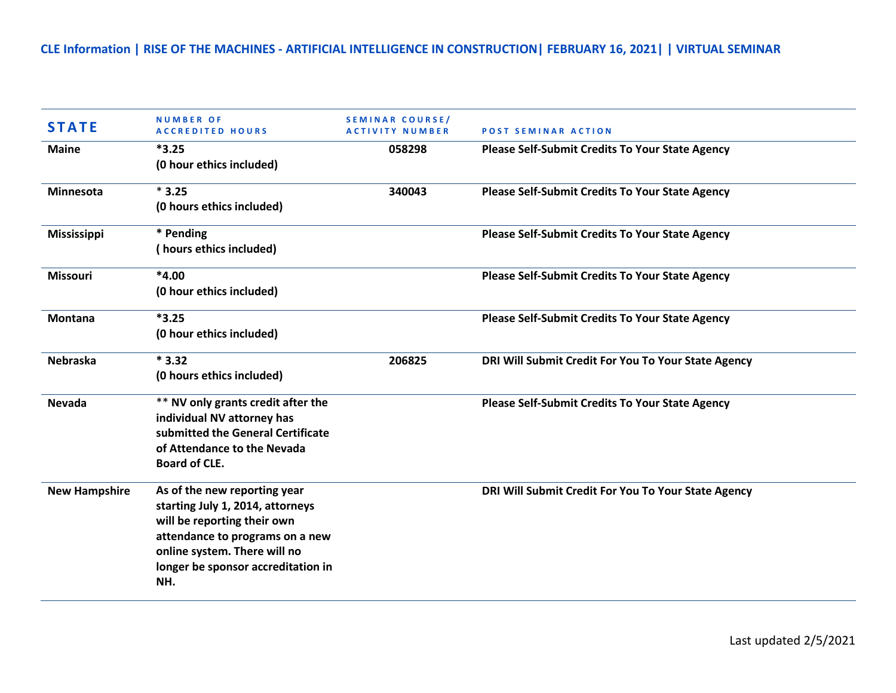**CLE Information | RISE OF THE MACHINES - ARTIFICIAL INTELLIGENCE IN CONSTRUCTION| FEBRUARY 16, 2021| | VIRTUAL SEMINAR**

| STATE | NUMBER OF ACCREDITED HOURS | SEMINAR COURSE/ ACTIVITY NUMBER | POST SEMINAR ACTION |
|---|---|---|---|
| **Maine** | **\*3.25 (0 hour ethics included)** | **058298** | **Please Self-Submit Credits To Your State Agency** |
| **Minnesota** | **\* 3.25 (0 hours ethics included)** | **340043** | **Please Self-Submit Credits To Your State Agency** |
| **Mississippi** | **\* Pending ( hours ethics included)** | | **Please Self-Submit Credits To Your State Agency** |
| **Missouri** | **\*4.00 (0 hour ethics included)** | | **Please Self-Submit Credits To Your State Agency** |
| **Montana** | **\*3.25 (0 hour ethics included)** | | **Please Self-Submit Credits To Your State Agency** |
| **Nebraska** | **\* 3.32 (0 hours ethics included)** | **206825** | **DRI Will Submit Credit For You To Your State Agency** |
| **Nevada** | **\*\* NV only grants credit after the individual NV attorney has submitted the General Certificate of Attendance to the Nevada Board of CLE.** | | **Please Self-Submit Credits To Your State Agency** |
| **New Hampshire** | **As of the new reporting year starting July 1, 2014, attorneys will be reporting their own attendance to programs on a new online system. There will no longer be sponsor accreditation in NH.** | | **DRI Will Submit Credit For You To Your State Agency** |

Last updated 2/5/2021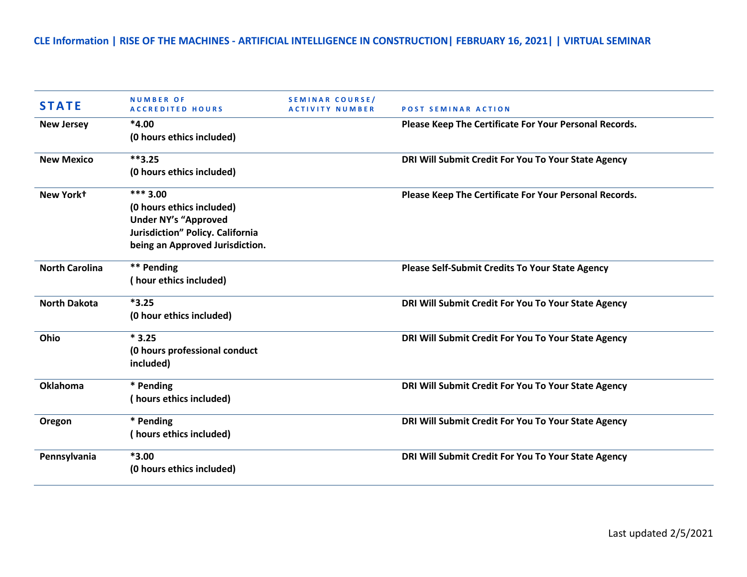**CLE Information | RISE OF THE MACHINES - ARTIFICIAL INTELLIGENCE IN CONSTRUCTION| FEBRUARY 16, 2021| | VIRTUAL SEMINAR**

| STATE | NUMBER OF ACCREDITED HOURS | SEMINAR COURSE/ ACTIVITY NUMBER | POST SEMINAR ACTION |
|---|---|---|---|
| New Jersey | *4.00<br>(0 hours ethics included) | | Please Keep The Certificate For Your Personal Records. |
| New Mexico | **3.25<br>(0 hours ethics included) | | DRI Will Submit Credit For You To Your State Agency |
| New York† | *** 3.00<br>(0 hours ethics included)<br>Under NY's "Approved Jurisdiction" Policy. California being an Approved Jurisdiction. | | Please Keep The Certificate For Your Personal Records. |
| North Carolina | ** Pending<br>( hour ethics included) | | Please Self-Submit Credits To Your State Agency |
| North Dakota | *3.25<br>(0 hour ethics included) | | DRI Will Submit Credit For You To Your State Agency |
| Ohio | * 3.25<br>(0 hours professional conduct included) | | DRI Will Submit Credit For You To Your State Agency |
| Oklahoma | * Pending<br>( hours ethics included) | | DRI Will Submit Credit For You To Your State Agency |
| Oregon | * Pending<br>( hours ethics included) | | DRI Will Submit Credit For You To Your State Agency |
| Pennsylvania | *3.00<br>(0 hours ethics included) | | DRI Will Submit Credit For You To Your State Agency |

Last updated 2/5/2021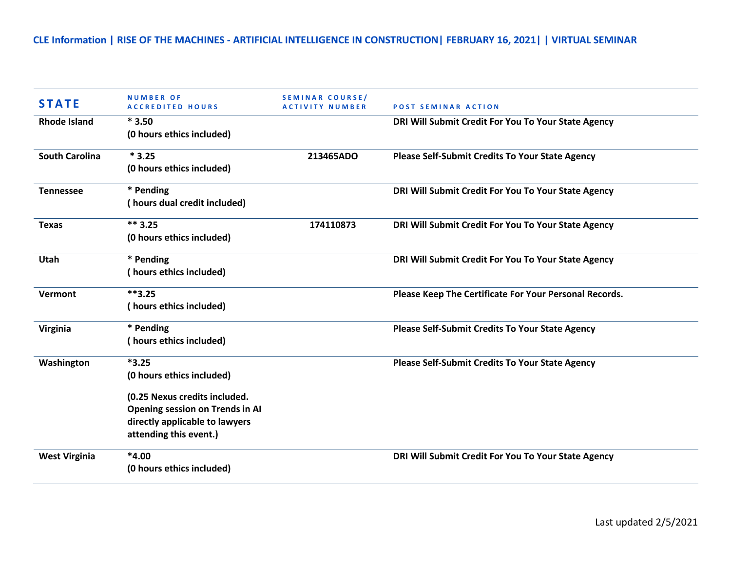# CLE Information | RISE OF THE MACHINES - ARTIFICIAL INTELLIGENCE IN CONSTRUCTION| FEBRUARY 16, 2021| | VIRTUAL SEMINAR

| STATE | NUMBER OF ACCREDITED HOURS | SEMINAR COURSE/ ACTIVITY NUMBER | POST SEMINAR ACTION |
|---|---|---|---|
| Rhode Island | * 3.50<br>(0 hours ethics included) | | DRI Will Submit Credit For You To Your State Agency |
| South Carolina | * 3.25<br>(0 hours ethics included) | 213465ADO | Please Self-Submit Credits To Your State Agency |
| Tennessee | * Pending<br>( hours dual credit included) | | DRI Will Submit Credit For You To Your State Agency |
| Texas | ** 3.25<br>(0 hours ethics included) | 174110873 | DRI Will Submit Credit For You To Your State Agency |
| Utah | * Pending<br>( hours ethics included) | | DRI Will Submit Credit For You To Your State Agency |
| Vermont | **3.25<br>( hours ethics included) | | Please Keep The Certificate For Your Personal Records. |
| Virginia | * Pending<br>( hours ethics included) | | Please Self-Submit Credits To Your State Agency |
| Washington | *3.25<br>(0 hours ethics included)<br>(0.25 Nexus credits included. Opening session on Trends in AI directly applicable to lawyers attending this event.) | | Please Self-Submit Credits To Your State Agency |
| West Virginia | *4.00<br>(0 hours ethics included) | | DRI Will Submit Credit For You To Your State Agency |

Last updated 2/5/2021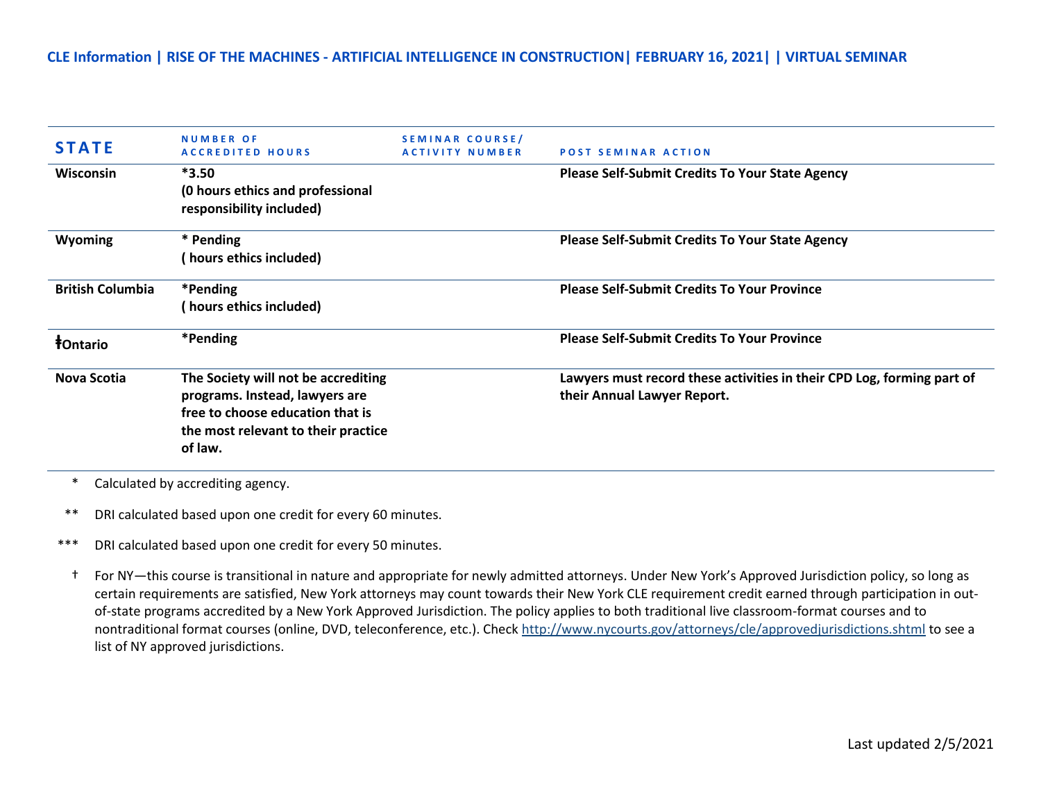**CLE Information | RISE OF THE MACHINES - ARTIFICIAL INTELLIGENCE IN CONSTRUCTION| FEBRUARY 16, 2021| | VIRTUAL SEMINAR**

| STATE | NUMBER OF ACCREDITED HOURS | SEMINAR COURSE/ ACTIVITY NUMBER | POST SEMINAR ACTION |
|---|---|---|---|
| **Wisconsin** | ***3.50 (0 hours ethics and professional responsibility included)** | | **Please Self-Submit Credits To Your State Agency** |
| **Wyoming** | *** Pending ( hours ethics included)** | | **Please Self-Submit Credits To Your State Agency** |
| **British Columbia** | ***Pending ( hours ethics included)** | | **Please Self-Submit Credits To Your Province** |
| **ǂOntario** | ***Pending** | | **Please Self-Submit Credits To Your Province** |
| **Nova Scotia** | **The Society will not be accrediting programs. Instead, lawyers are free to choose education that is the most relevant to their practice of law.** | | **Lawyers must record these activities in their CPD Log, forming part of their Annual Lawyer Report.** |

\* Calculated by accrediting agency.

** DRI calculated based upon one credit for every 60 minutes.

*** DRI calculated based upon one credit for every 50 minutes.

† For NY—this course is transitional in nature and appropriate for newly admitted attorneys. Under New York's Approved Jurisdiction policy, so long as certain requirements are satisfied, New York attorneys may count towards their New York CLE requirement credit earned through participation in out-of-state programs accredited by a New York Approved Jurisdiction. The policy applies to both traditional live classroom-format courses and to nontraditional format courses (online, DVD, teleconference, etc.). Check http://www.nycourts.gov/attorneys/cle/approvedjurisdictions.shtml to see a list of NY approved jurisdictions.

Last updated 2/5/2021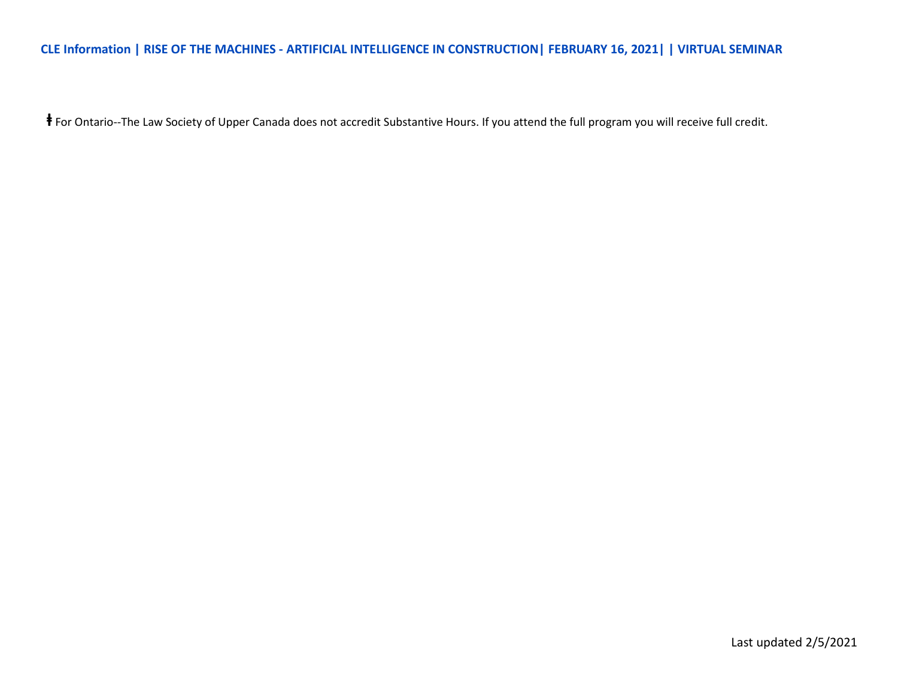ǂ For Ontario--The Law Society of Upper Canada does not accredit Substantive Hours. If you attend the full program you will receive full credit.

Last updated 2/5/2021